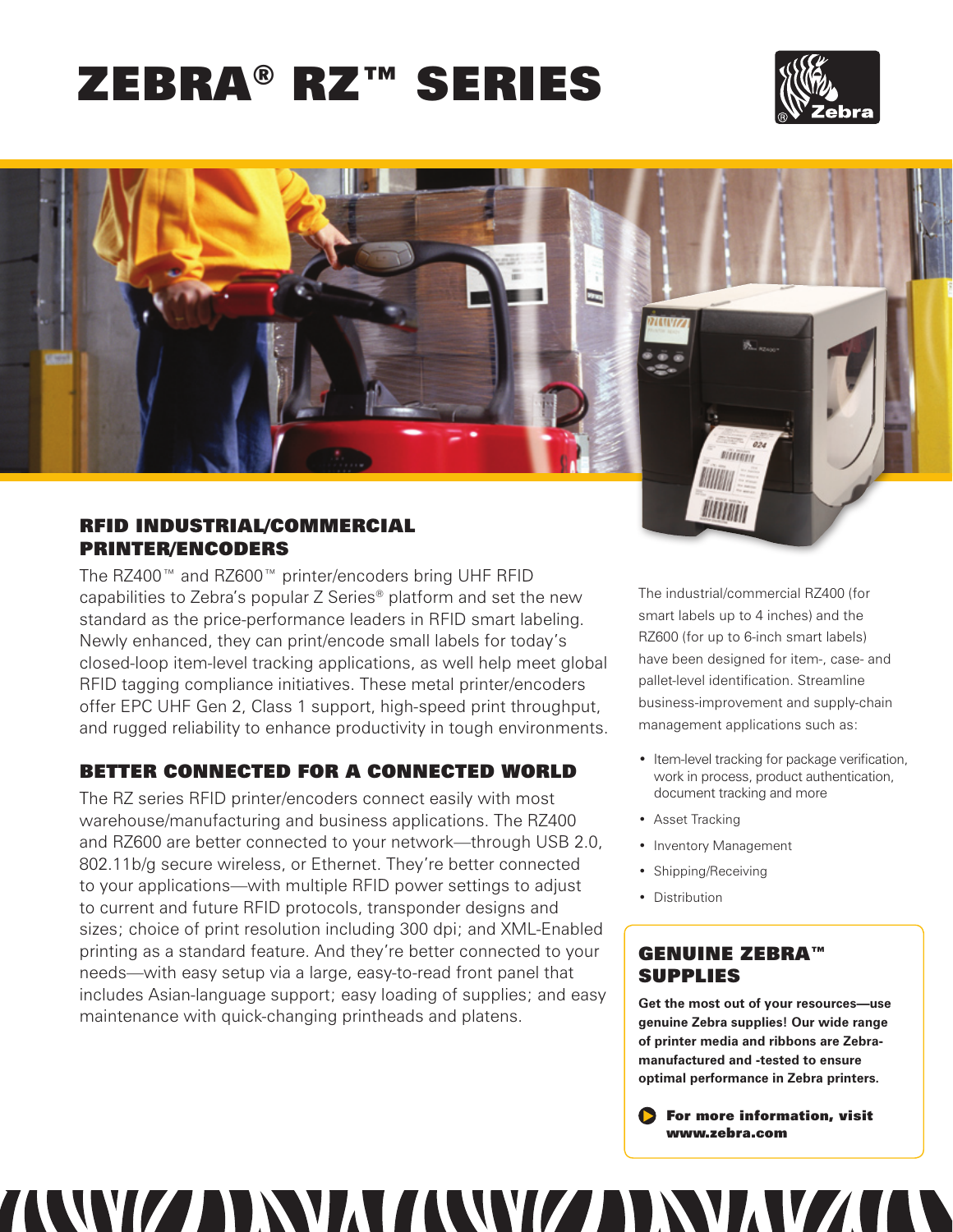# ZEBRA® RZ™ SERIES

## RFID INDUSTRIAL/COMMERCIAL PRINTER/ENCODERS

The RZ400™ and RZ600™ printer/encoders bring UHF RFID capabilities to Zebra's popular Z Series® platform and set the new standard as the price-performance leaders in RFID smart labeling. Newly enhanced, they can print/encode small labels for today's closed-loop item-level tracking applications, as well help meet global RFID tagging compliance initiatives. These metal printer/encoders offer EPC UHF Gen 2, Class 1 support, high-speed print throughput, and rugged reliability to enhance productivity in tough environments.

## BETTER CONNECTED FOR A CONNECTED WORLD

The RZ series RFID printer/encoders connect easily with most warehouse/manufacturing and business applications. The RZ400 and RZ600 are better connected to your network—through USB 2.0, 802.11b/g secure wireless, or Ethernet. They're better connected to your applications—with multiple RFID power settings to adjust to current and future RFID protocols, transponder designs and sizes; choice of print resolution including 300 dpi; and XML-Enabled printing as a standard feature. And they're better connected to your needs—with easy setup via a large, easy-to-read front panel that includes Asian-language support; easy loading of supplies; and easy maintenance with quick-changing printheads and platens.

The industrial/commercial RZ400 (for smart labels up to 4 inches) and the RZ600 (for up to 6-inch smart labels) have been designed for item-, case- and pallet-level identification. Streamline business-improvement and supply-chain management applications such as:

- Item-level tracking for package verification, work in process, product authentication, document tracking and more
- Asset Tracking
- Inventory Management
- Shipping/Receiving
- Distribution

## GENUINE ZEBRA™ SUPPLIES

**Get the most out of your resources—use genuine Zebra supplies! Our wide range of printer media and ribbons are Zebra-manufactured and -tested to ensure optimal performance in Zebra printers.**

**For more information, visit www.zebra.com**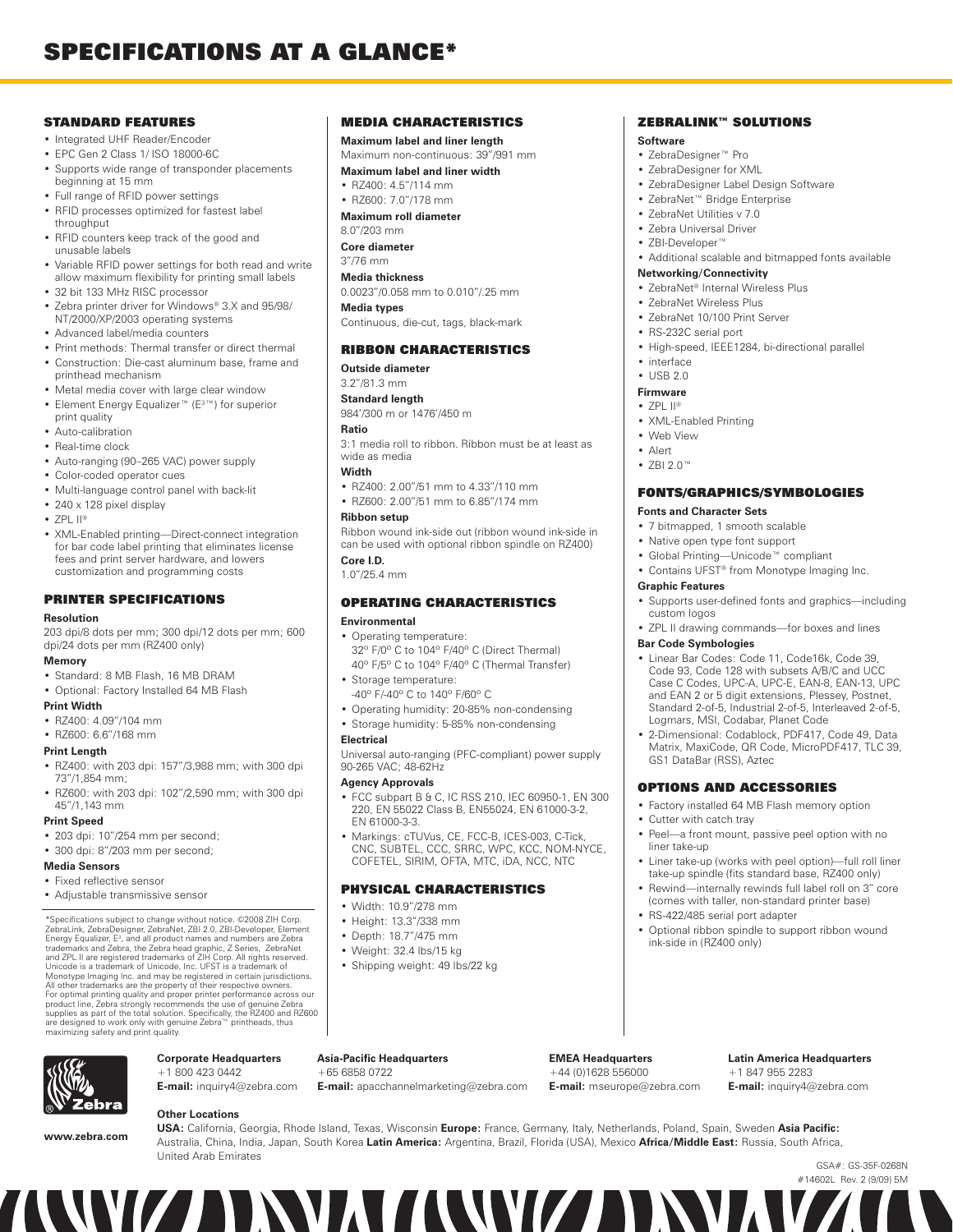# SPECIFICATIONS AT A GLANCE*

## STANDARD FEATURES

- Integrated UHF Reader/Encoder
- EPC Gen 2 Class 1/ ISO 18000-6C
- Supports wide range of transponder placements beginning at 15 mm
- Full range of RFID power settings
- RFID processes optimized for fastest label throughput
- RFID counters keep track of the good and unusable labels
- Variable RFID power settings for both read and write allow maximum flexibility for printing small labels
- 32 bit 133 MHz RISC processor
- Zebra printer driver for Windows® 3.X and 95/98/ NT/2000/XP/2003 operating systems
- Advanced label/media counters
- Print methods: Thermal transfer or direct thermal
- Construction: Die-cast aluminum base, frame and printhead mechanism
- Metal media cover with large clear window
- Element Energy Equalizer™ (E³™) for superior print quality
- Auto-calibration
- Real-time clock
- Auto-ranging (90–265 VAC) power supply
- Color-coded operator cues
- Multi-language control panel with back-lit
- 240 x 128 pixel display
- ZPL II®
- XML-Enabled printing—Direct-connect integration for bar code label printing that eliminates license fees and print server hardware, and lowers customization and programming costs

## PRINTER SPECIFICATIONS

**Resolution**

203 dpi/8 dots per mm; 300 dpi/12 dots per mm; 600 dpi/24 dots per mm (RZ400 only)

**Memory**

- Standard: 8 MB Flash, 16 MB DRAM
- Optional: Factory Installed 64 MB Flash

**Print Width**

- RZ400: 4.09"/104 mm
- RZ600: 6.6"/168 mm

**Print Length**

- RZ400: with 203 dpi: 157"/3,988 mm; with 300 dpi 73"/1,854 mm;
- RZ600: with 203 dpi: 102"/2,590 mm; with 300 dpi 45"/1,143 mm

**Print Speed**

- 203 dpi: 10"/254 mm per second;
- 300 dpi: 8"/203 mm per second;

**Media Sensors**

- Fixed reflective sensor
- Adjustable transmissive sensor

*Specifications subject to change without notice. ©2008 ZIH Corp. ZebraLink, ZebraDesigner, ZebraNet, ZBI 2.0, ZBI-Developer, Element Energy Equalizer, E³, and all product names and numbers are Zebra trademarks and Zebra, the Zebra head graphic, Z Series, ZebraNet and ZPL II are registered trademarks of ZIH Corp. All rights reserved. Unicode is a trademark of Unicode, Inc. UFST is a trademark of Monotype Imaging Inc. and may be registered in certain jurisdictions. All other trademarks are the property of their respective owners. For optimal printing quality and proper printer performance across our product line, Zebra strongly recommends the use of genuine Zebra supplies as part of the total solution. Specifically, the RZ400 and RZ600 are designed to work only with genuine Zebra™ printheads, thus maximizing safety and print quality.

## MEDIA CHARACTERISTICS

**Maximum label and liner length**

Maximum non-continuous: 39"/991 mm

**Maximum label and liner width**

- RZ400: 4.5"/114 mm
- RZ600: 7.0"/178 mm

**Maximum roll diameter**

8.0"/203 mm

**Core diameter**

3"/76 mm

**Media thickness**

0.0023"/0.058 mm to 0.010"/.25 mm

**Media types**

Continuous, die-cut, tags, black-mark

## RIBBON CHARACTERISTICS

**Outside diameter**

3.2"/81.3 mm

**Standard length**

984'/300 m or 1476'/450 m

**Ratio**

3:1 media roll to ribbon. Ribbon must be at least as wide as media

**Width**

- RZ400: 2.00"/51 mm to 4.33"/110 mm
- RZ600: 2.00"/51 mm to 6.85"/174 mm

**Ribbon setup**

Ribbon wound ink-side out (ribbon wound ink-side in can be used with optional ribbon spindle on RZ400)

**Core I.D.**

1.0"/25.4 mm

## OPERATING CHARACTERISTICS

**Environmental**

- Operating temperature:
  32º F/0º C to 104º F/40º C (Direct Thermal)
  40º F/5º C to 104º F/40º C (Thermal Transfer)
- Storage temperature:
  -40º F/-40º C to 140º F/60º C
- Operating humidity: 20-85% non-condensing
- Storage humidity: 5-85% non-condensing

**Electrical**

Universal auto-ranging (PFC-compliant) power supply 90-265 VAC; 48-62Hz

**Agency Approvals**

- FCC subpart B & C, IC RSS 210, IEC 60950-1, EN 300 220, EN 55022 Class B, EN55024, EN 61000-3-2, EN 61000-3-3.
- Markings: cTUVus, CE, FCC-B, ICES-003, C-Tick, CNC, SUBTEL, CCC, SRRC, WPC, KCC, NOM-NYCE, COFETEL, SIRIM, OFTA, MTC, iDA, NCC, NTC

## PHYSICAL CHARACTERISTICS

- Width: 10.9"/278 mm
- Height: 13.3"/338 mm
- Depth: 18.7"/475 mm
- Weight: 32.4 lbs/15 kg
- Shipping weight: 49 lbs/22 kg

## ZEBRALINK™ SOLUTIONS

**Software**

- ZebraDesigner™ Pro
- ZebraDesigner for XML
- ZebraDesigner Label Design Software
- ZebraNet™ Bridge Enterprise
- ZebraNet Utilities v 7.0
- Zebra Universal Driver
- ZBI-Developer™
- Additional scalable and bitmapped fonts available

**Networking/Connectivity**

- ZebraNet® Internal Wireless Plus
- ZebraNet Wireless Plus
- ZebraNet 10/100 Print Server
- RS-232C serial port
- High-speed, IEEE1284, bi-directional parallel
- interface
- USB 2.0

**Firmware**

- ZPL II®
- XML-Enabled Printing
- Web View
- Alert
- ZBI 2.0™

## FONTS/GRAPHICS/SYMBOLOGIES

**Fonts and Character Sets**

- 7 bitmapped, 1 smooth scalable
- Native open type font support
- Global Printing—Unicode™ compliant
- Contains UFST® from Monotype Imaging Inc.

**Graphic Features**

- Supports user-defined fonts and graphics—including custom logos
- ZPL II drawing commands—for boxes and lines

**Bar Code Symbologies**

- Linear Bar Codes: Code 11, Code16k, Code 39, Code 93, Code 128 with subsets A/B/C and UCC Case C Codes, UPC-A, UPC-E, EAN-8, EAN-13, UPC and EAN 2 or 5 digit extensions, Plessey, Postnet, Standard 2-of-5, Industrial 2-of-5, Interleaved 2-of-5, Logmars, MSI, Codabar, Planet Code
- 2-Dimensional: Codablock, PDF417, Code 49, Data Matrix, MaxiCode, QR Code, MicroPDF417, TLC 39, GS1 DataBar (RSS), Aztec

## OPTIONS AND ACCESSORIES

- Factory installed 64 MB Flash memory option
- Cutter with catch tray
- Peel—a front mount, passive peel option with no liner take-up
- Liner take-up (works with peel option)—full roll liner take-up spindle (fits standard base, RZ400 only)
- Rewind—internally rewinds full label roll on 3" core (comes with taller, non-standard printer base)
- RS-422/485 serial port adapter
- Optional ribbon spindle to support ribbon wound ink-side in (RZ400 only)

**Corporate Headquarters**
+1 800 423 0442
**E-mail:** inquiry4@zebra.com

**Asia-Pacific Headquarters**
+65 6858 0722
**E-mail:** apacchannelmarketing@zebra.com

**EMEA Headquarters**
+44 (0)1628 556000
**E-mail:** mseurope@zebra.com

**Latin America Headquarters**
+1 847 955 2283
**E-mail:** inquiry4@zebra.com

**Other Locations**

**USA:** California, Georgia, Rhode Island, Texas, Wisconsin **Europe:** France, Germany, Italy, Netherlands, Poland, Spain, Sweden **Asia Pacific:** Australia, China, India, Japan, South Korea **Latin America:** Argentina, Brazil, Florida (USA), Mexico **Africa/Middle East:** Russia, South Africa, United Arab Emirates

www.zebra.com

GSA#: GS-35F-0268N
#14602L Rev. 2 (9/09) 5M